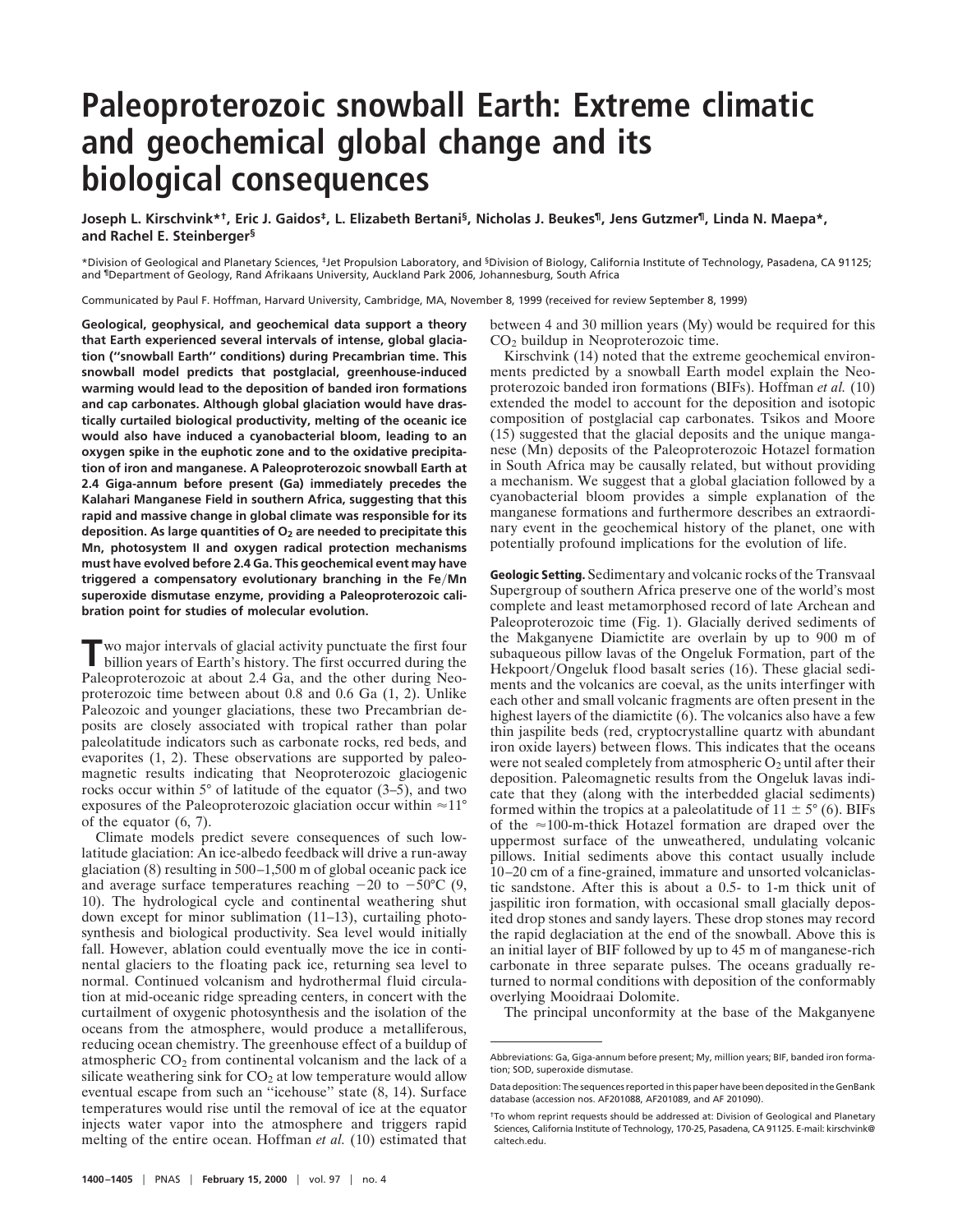# Paleoproterozoic snowball Earth: Extreme climatic and geochemical global change and its biological consequences

**Joseph L. Kirschvink*†, Eric J. Gaidos‡, L. Elizabeth Bertani§, Nicholas J. Beukes¶, Jens Gutzmer¶, Linda N. Maepa*, and Rachel E. Steinberger§**

*Division of Geological and Planetary Sciences, ‡Jet Propulsion Laboratory, and §Division of Biology, California Institute of Technology, Pasadena, CA 91125; and ¶Department of Geology, Rand Afrikaans University, Auckland Park 2006, Johannesburg, South Africa

Communicated by Paul F. Hoffman, Harvard University, Cambridge, MA, November 8, 1999 (received for review September 8, 1999)

**Geological, geophysical, and geochemical data support a theory that Earth experienced several intervals of intense, global glaciation ("snowball Earth" conditions) during Precambrian time. This snowball model predicts that postglacial, greenhouse-induced warming would lead to the deposition of banded iron formations and cap carbonates. Although global glaciation would have drastically curtailed biological productivity, melting of the oceanic ice would also have induced a cyanobacterial bloom, leading to an oxygen spike in the euphotic zone and to the oxidative precipitation of iron and manganese. A Paleoproterozoic snowball Earth at 2.4 Giga-annum before present (Ga) immediately precedes the Kalahari Manganese Field in southern Africa, suggesting that this rapid and massive change in global climate was responsible for its deposition. As large quantities of $O_2$ are needed to precipitate this Mn, photosystem II and oxygen radical protection mechanisms must have evolved before 2.4 Ga. This geochemical event may have triggered a compensatory evolutionary branching in the Fe/Mn superoxide dismutase enzyme, providing a Paleoproterozoic calibration point for studies of molecular evolution.**

Two major intervals of glacial activity punctuate the first four billion years of Earth's history. The first occurred during the Paleoproterozoic at about 2.4 Ga, and the other during Neoproterozoic time between about 0.8 and 0.6 Ga (1, 2). Unlike Paleozoic and younger glaciations, these two Precambrian deposits are closely associated with tropical rather than polar paleolatitude indicators such as carbonate rocks, red beds, and evaporites (1, 2). These observations are supported by paleomagnetic results indicating that Neoproterozoic glaciogenic rocks occur within 5° of latitude of the equator (3–5), and two exposures of the Paleoproterozoic glaciation occur within ≈11° of the equator (6, 7).

Climate models predict severe consequences of such low-latitude glaciation: An ice-albedo feedback will drive a run-away glaciation (8) resulting in 500–1,500 m of global oceanic pack ice and average surface temperatures reaching −20 to −50°C (9, 10). The hydrological cycle and continental weathering shut down except for minor sublimation (11–13), curtailing photosynthesis and biological productivity. Sea level would initially fall. However, ablation could eventually move the ice in continental glaciers to the floating pack ice, returning sea level to normal. Continued volcanism and hydrothermal fluid circulation at mid-oceanic ridge spreading centers, in concert with the curtailment of oxygenic photosynthesis and the isolation of the oceans from the atmosphere, would produce a metalliferous, reducing ocean chemistry. The greenhouse effect of a buildup of atmospheric $CO_2$ from continental volcanism and the lack of a silicate weathering sink for $CO_2$ at low temperature would allow eventual escape from such an "icehouse" state (8, 14). Surface temperatures would rise until the removal of ice at the equator injects water vapor into the atmosphere and triggers rapid melting of the entire ocean. Hoffman *et al.* (10) estimated that between 4 and 30 million years (My) would be required for this $CO_2$ buildup in Neoproterozoic time.

Kirschvink (14) noted that the extreme geochemical environments predicted by a snowball Earth model explain the Neoproterozoic banded iron formations (BIFs). Hoffman *et al.* (10) extended the model to account for the deposition and isotopic composition of postglacial cap carbonates. Tsikos and Moore (15) suggested that the glacial deposits and the unique manganese (Mn) deposits of the Paleoproterozoic Hotazel formation in South Africa may be causally related, but without providing a mechanism. We suggest that a global glaciation followed by a cyanobacterial bloom provides a simple explanation of the manganese formations and furthermore describes an extraordinary event in the geochemical history of the planet, one with potentially profound implications for the evolution of life.

**Geologic Setting.** Sedimentary and volcanic rocks of the Transvaal Supergroup of southern Africa preserve one of the world's most complete and least metamorphosed record of late Archean and Paleoproterozoic time (Fig. 1). Glacially derived sediments of the Makganyene Diamictite are overlain by up to 900 m of subaqueous pillow lavas of the Ongeluk Formation, part of the Hekpoort/Ongeluk flood basalt series (16). These glacial sediments and the volcanics are coeval, as the units interfinger with each other and small volcanic fragments are often present in the highest layers of the diamictite (6). The volcanics also have a few thin jaspilite beds (red, cryptocrystalline quartz with abundant iron oxide layers) between flows. This indicates that the oceans were not sealed completely from atmospheric $O_2$ until after their deposition. Paleomagnetic results from the Ongeluk lavas indicate that they (along with the interbedded glacial sediments) formed within the tropics at a paleolatitude of 11 ± 5° (6). BIFs of the ≈100-m-thick Hotazel formation are draped over the uppermost surface of the unweathered, undulating volcanic pillows. Initial sediments above this contact usually include 10–20 cm of a fine-grained, immature and unsorted volcaniclastic sandstone. After this is about a 0.5- to 1-m thick unit of jaspilitic iron formation, with occasional small glacially deposited drop stones and sandy layers. These drop stones may record the rapid deglaciation at the end of the snowball. Above this is an initial layer of BIF followed by up to 45 m of manganese-rich carbonate in three separate pulses. The oceans gradually returned to normal conditions with deposition of the conformably overlying Mooidraai Dolomite.

The principal unconformity at the base of the Makganyene

---

Abbreviations: Ga, Giga-annum before present; My, million years; BIF, banded iron formation; SOD, superoxide dismutase.

Data deposition: The sequences reported in this paper have been deposited in the GenBank database (accession nos. AF201088, AF201089, and AF 201090).

†To whom reprint requests should be addressed at: Division of Geological and Planetary Sciences, California Institute of Technology, 170-25, Pasadena, CA 91125. E-mail: kirschvink@caltech.edu.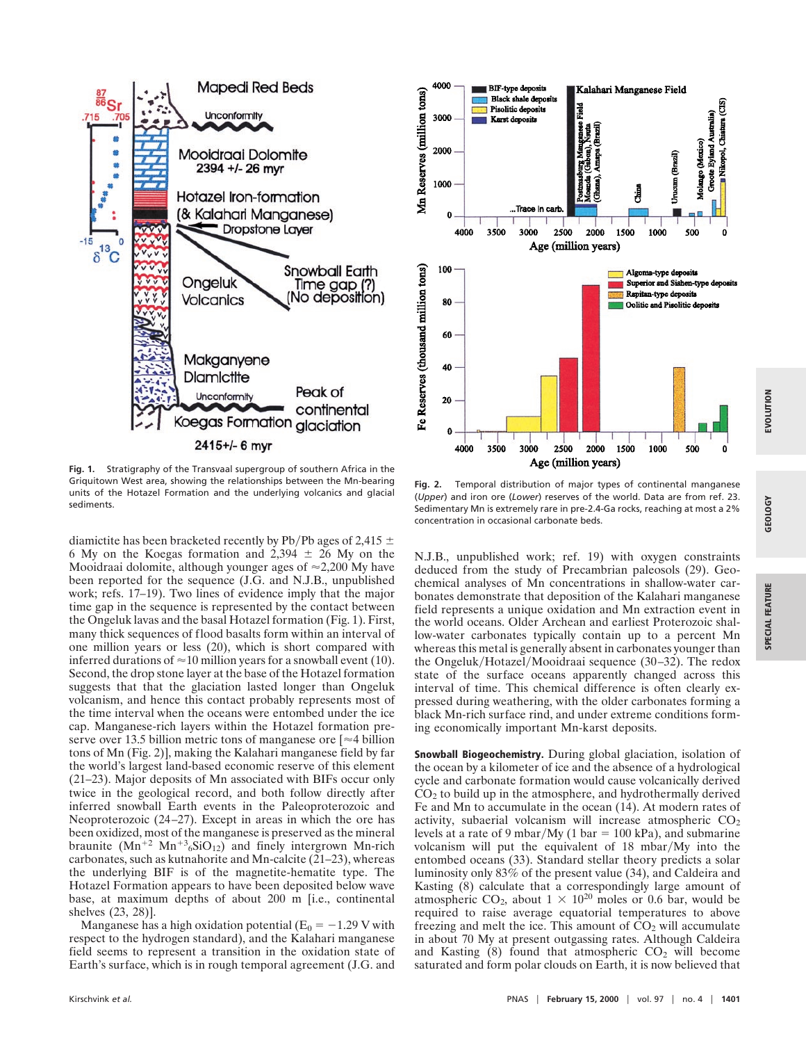Fig. 1. Stratigraphy of the Transvaal supergroup of southern Africa in the Griquitown West area, showing the relationships between the Mn-bearing units of the Hotazel Formation and the underlying volcanics and glacial sediments.

Fig. 2. Temporal distribution of major types of continental manganese (*Upper*) and iron ore (*Lower*) reserves of the world. Data are from ref. 23. Sedimentary Mn is extremely rare in pre-2.4-Ga rocks, reaching at most a 2% concentration in occasional carbonate beds.

diamictite has been bracketed recently by Pb/Pb ages of 2,415 ± 6 My on the Koegas formation and 2,394 ± 26 My on the Mooidraai dolomite, although younger ages of ≈2,200 My have been reported for the sequence (J.G. and N.J.B., unpublished work; refs. 17–19). Two lines of evidence imply that the major time gap in the sequence is represented by the contact between the Ongeluk lavas and the basal Hotazel formation (Fig. 1). First, many thick sequences of flood basalts form within an interval of one million years or less (20), which is short compared with inferred durations of ≈10 million years for a snowball event (10). Second, the drop stone layer at the base of the Hotazel formation suggests that that the glaciation lasted longer than Ongeluk volcanism, and hence this contact probably represents most of the time interval when the oceans were entombed under the ice cap. Manganese-rich layers within the Hotazel Formation preserve over 13.5 billion metric tons of manganese ore [≈4 billion tons of Mn (Fig. 2)], making the Kalahari manganese field by far the world's largest land-based economic reserve of this element (21–23). Major deposits of Mn associated with BIFs occur only twice in the geological record, and both follow directly after inferred snowball Earth events in the Paleoproterozoic and Neoproterozoic (24–27). Except in areas in which the ore has been oxidized, most of the manganese is preserved as the mineral braunite ($Mn^{+2}$ $Mn^{+3}{}_6SiO_{12}$) and finely intergrown Mn-rich carbonates, such as kutnahorite and Mn-calcite (21–23), whereas the underlying BIF is of the magnetite-hematite type. The Hotazel Formation appears to have been deposited below wave base, at maximum depths of about 200 m [i.e., continental shelves (23, 28)].

Manganese has a high oxidation potential ($E_0 = -1.29$ V with respect to the hydrogen standard), and the Kalahari manganese field seems to represent a transition in the oxidation state of Earth's surface, which is in rough temporal agreement (J.G. and N.J.B., unpublished work; ref. 19) with oxygen constraints deduced from the study of Precambrian paleosols (29). Geochemical analyses of Mn concentrations in shallow-water carbonates demonstrate that deposition of the Kalahari manganese field represents a unique oxidation and Mn extraction event in the world oceans. Older Archean and earliest Proterozoic shallow-water carbonates typically contain up to a percent Mn whereas this metal is generally absent in carbonates younger than the Ongeluk/Hotazel/Mooidraai sequence (30–32). The redox state of the surface oceans apparently changed across this interval of time. This chemical difference is often clearly expressed during weathering, with the older carbonates forming a black Mn-rich surface rind, and under extreme conditions forming economically important Mn-karst deposits.

**Snowball Biogeochemistry.** During global glaciation, isolation of the ocean by a kilometer of ice and the absence of a hydrological cycle and carbonate formation would cause volcanically derived $CO_2$ to build up in the atmosphere, and hydrothermally derived Fe and Mn to accumulate in the ocean (14). At modern rates of activity, subaerial volcanism will increase atmospheric $CO_2$ levels at a rate of 9 mbar/My (1 bar = 100 kPa), and submarine volcanism will put the equivalent of 18 mbar/My into the entombed oceans (33). Standard stellar theory predicts a solar luminosity only 83% of the present value (34), and Caldeira and Kasting (8) calculate that a correspondingly large amount of atmospheric $CO_2$, about $1 \times 10^{20}$ moles or 0.6 bar, would be required to raise average equatorial temperatures to above freezing and melt the ice. This amount of $CO_2$ will accumulate in about 70 My at present outgassing rates. Although Caldeira and Kasting (8) found that atmospheric $CO_2$ will become saturated and form polar clouds on Earth, it is now believed that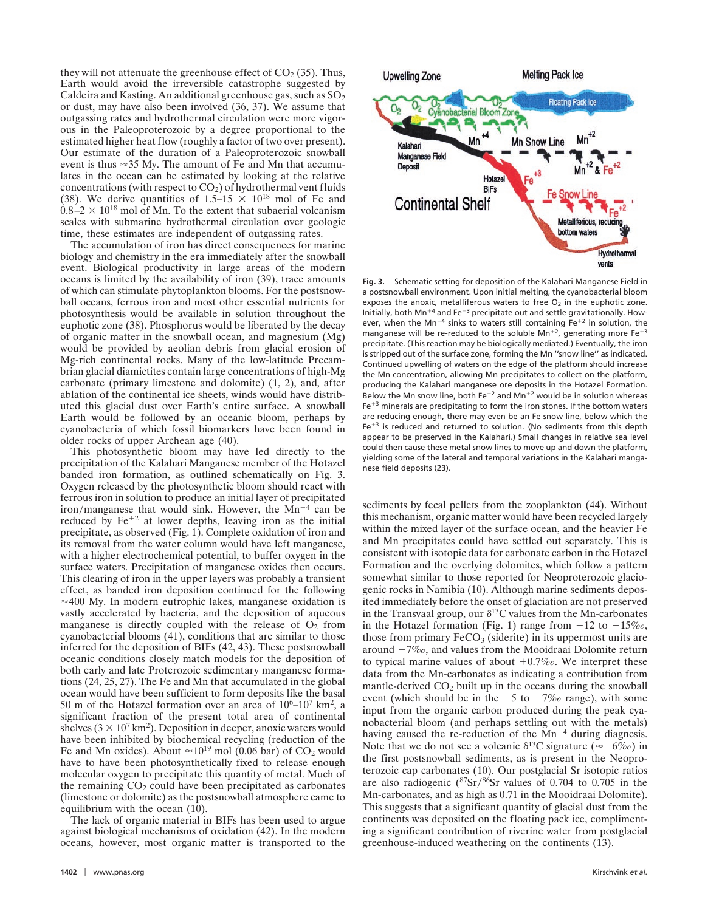they will not attenuate the greenhouse effect of $CO_2$ (35). Thus, Earth would avoid the irreversible catastrophe suggested by Caldeira and Kasting. An additional greenhouse gas, such as $SO_2$ or dust, may have also been involved (36, 37). We assume that outgassing rates and hydrothermal circulation were more vigorous in the Paleoproterozoic by a degree proportional to the estimated higher heat flow (roughly a factor of two over present). Our estimate of the duration of a Paleoproterozoic snowball event is thus ≈35 My. The amount of Fe and Mn that accumulates in the ocean can be estimated by looking at the relative concentrations (with respect to $CO_2$) of hydrothermal vent fluids (38). We derive quantities of $1.5–15 \times 10^{18}$ mol of Fe and $0.8–2 \times 10^{18}$ mol of Mn. To the extent that subaerial volcanism scales with submarine hydrothermal circulation over geologic time, these estimates are independent of outgassing rates.

The accumulation of iron has direct consequences for marine biology and chemistry in the era immediately after the snowball event. Biological productivity in large areas of the modern oceans is limited by the availability of iron (39), trace amounts of which can stimulate phytoplankton blooms. For the postsnowball oceans, ferrous iron and most other essential nutrients for photosynthesis would be available in solution throughout the euphotic zone (38). Phosphorus would be liberated by the decay of organic matter in the snowball ocean, and magnesium (Mg) would be provided by aeolian debris from glacial erosion of Mg-rich continental rocks. Many of the low-latitude Precambrian glacial diamictites contain large concentrations of high-Mg carbonate (primary limestone and dolomite) (1, 2), and, after ablation of the continental ice sheets, winds would have distributed this glacial dust over Earth's entire surface. A snowball Earth would be followed by an oceanic bloom, perhaps by cyanobacteria of which fossil biomarkers have been found in older rocks of upper Archean age (40).

This photosynthetic bloom may have led directly to the precipitation of the Kalahari Manganese member of the Hotazel banded iron formation, as outlined schematically on Fig. 3. Oxygen released by the photosynthetic bloom should react with ferrous iron in solution to produce an initial layer of precipitated iron/manganese that would sink. However, the $Mn^{+4}$ can be reduced by $Fe^{+2}$ at lower depths, leaving iron as the initial precipitate, as observed (Fig. 1). Complete oxidation of iron and its removal from the water column would have left manganese, with a higher electrochemical potential, to buffer oxygen in the surface waters. Precipitation of manganese oxides then occurs. This clearing of iron in the upper layers was probably a transient effect, as banded iron deposition continued for the following ≈400 My. In modern eutrophic lakes, manganese oxidation is vastly accelerated by bacteria, and the deposition of aqueous manganese is directly coupled with the release of $O_2$ from cyanobacterial blooms (41), conditions that are similar to those inferred for the deposition of BIFs (42, 43). These postsnowball oceanic conditions closely match models for the deposition of both early and late Proterozoic sedimentary manganese formations (24, 25, 27). The Fe and Mn that accumulated in the global ocean would have been sufficient to form deposits like the basal 50 m of the Hotazel formation over an area of $10^6–10^7$ km$^2$, a significant fraction of the present total area of continental shelves ($3 \times 10^7$ km$^2$). Deposition in deeper, anoxic waters would have been inhibited by biochemical recycling (reduction of the Fe and Mn oxides). About ≈$10^{19}$ mol (0.06 bar) of $CO_2$ would have to have been photosynthetically fixed to release enough molecular oxygen to precipitate this quantity of metal. Much of the remaining $CO_2$ could have been precipitated as carbonates (limestone or dolomite) as the postsnowball atmosphere came to equilibrium with the ocean (10).

The lack of organic material in BIFs has been used to argue against biological mechanisms of oxidation (42). In the modern oceans, however, most organic matter is transported to the sediments by fecal pellets from the zooplankton (44). Without this mechanism, organic matter would have been recycled largely within the mixed layer of the surface ocean, and the heavier Fe and Mn precipitates could have settled out separately. This is consistent with isotopic data for carbonate carbon in the Hotazel Formation and the overlying dolomites, which follow a pattern somewhat similar to those reported for Neoproterozoic glaciogenic rocks in Namibia (10). Although marine sediments deposited immediately before the onset of glaciation are not preserved in the Transvaal group, our $\delta^{13}C$ values from the Mn-carbonates in the Hotazel formation (Fig. 1) range from −12 to −15‰, those from primary $FeCO_3$ (siderite) in its uppermost units are around −7‰, and values from the Mooidraai Dolomite return to typical marine values of about +0.7‰. We interpret these data from the Mn-carbonates as indicating a contribution from mantle-derived $CO_2$ built up in the oceans during the snowball event (which should be in the −5 to −7‰ range), with some input from the organic carbon produced during the peak cyanobacterial bloom (and perhaps settling out with the metals) having caused the re-reduction of the $Mn^{+4}$ during diagenesis. Note that we do not see a volcanic $\delta^{13}C$ signature (≈−6‰) in the first postsnowball sediments, as is present in the Neoproterozoic cap carbonates (10). Our postglacial Sr isotopic ratios are also radiogenic ($^{87}Sr/^{86}Sr$ values of 0.704 to 0.705 in the Mn-carbonates, and as high as 0.71 in the Mooidraai Dolomite). This suggests that a significant quantity of glacial dust from the continents was deposited on the floating pack ice, complimenting a significant contribution of riverine water from postglacial greenhouse-induced weathering on the continents (13).

**Fig. 3.** Schematic setting for deposition of the Kalahari Manganese Field in a postsnowball environment. Upon initial melting, the cyanobacterial bloom exposes the anoxic, metalliferous waters to free $O_2$ in the euphotic zone. Initially, both $Mn^{+4}$ and $Fe^{+3}$ precipitate out and settle gravitationally. However, when the $Mn^{+4}$ sinks to waters still containing $Fe^{+2}$ in solution, the manganese will be re-reduced to the soluble $Mn^{+2}$, generating more $Fe^{+3}$ precipitate. (This reaction may be biologically mediated.) Eventually, the iron is stripped out of the surface zone, forming the Mn "snow line" as indicated. Continued upwelling of waters on the edge of the platform should increase the Mn concentration, allowing Mn precipitates to collect on the platform, producing the Kalahari manganese ore deposits in the Hotazel Formation. Below the Mn snow line, both $Fe^{+2}$ and $Mn^{+2}$ would be in solution whereas $Fe^{+3}$ minerals are precipitating to form the iron stones. If the bottom waters are reducing enough, there may even be an Fe snow line, below which the $Fe^{+3}$ is reduced and returned to solution. (No sediments from this depth appear to be preserved in the Kalahari.) Small changes in relative sea level could then cause these metal snow lines to move up and down the platform, yielding some of the lateral and temporal variations in the Kalahari manganese field deposits (23).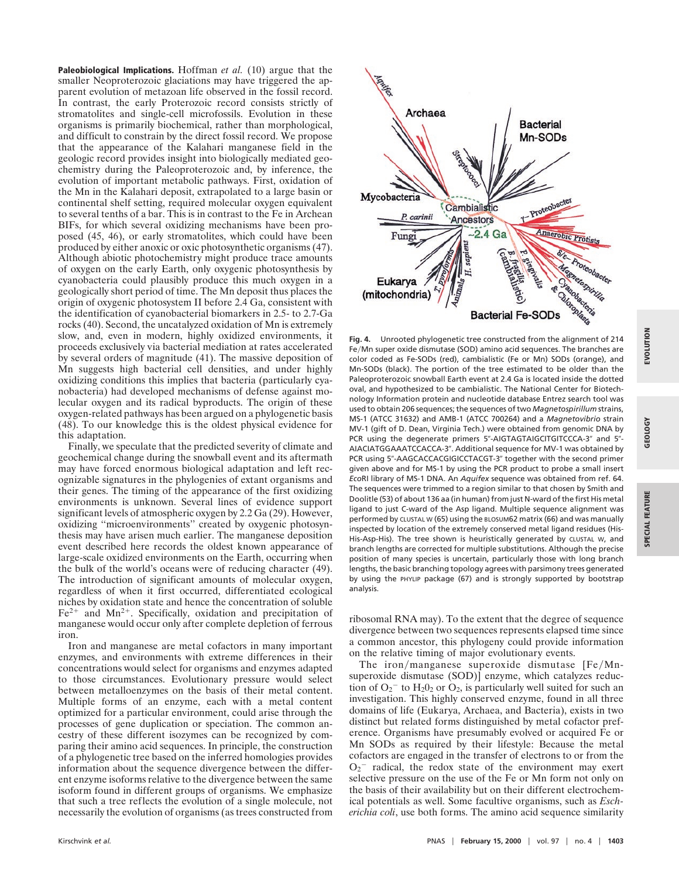**Paleobiological Implications.** Hoffman *et al.* (10) argue that the smaller Neoproterozoic glaciations may have triggered the apparent evolution of metazoan life observed in the fossil record. In contrast, the early Proterozoic record consists strictly of stromatolites and single-cell microfossils. Evolution in these organisms is primarily biochemical, rather than morphological, and difficult to constrain by the direct fossil record. We propose that the appearance of the Kalahari manganese field in the geologic record provides insight into biologically mediated geochemistry during the Paleoproterozoic and, by inference, the evolution of important metabolic pathways. First, oxidation of the Mn in the Kalahari deposit, extrapolated to a large basin or continental shelf setting, required molecular oxygen equivalent to several tenths of a bar. This is in contrast to the Fe in Archean BIFs, for which several oxidizing mechanisms have been proposed (45, 46), or early stromatolites, which could have been produced by either anoxic or oxic photosynthetic organisms (47). Although abiotic photochemistry might produce trace amounts of oxygen on the early Earth, only oxygenic photosynthesis by cyanobacteria could plausibly produce this much oxygen in a geologically short period of time. The Mn deposit thus places the origin of oxygenic photosystem II before 2.4 Ga, consistent with the identification of cyanobacterial biomarkers in 2.5- to 2.7-Ga rocks (40). Second, the uncatalyzed oxidation of Mn is extremely slow, and, even in modern, highly oxidized environments, it proceeds exclusively via bacterial mediation at rates accelerated by several orders of magnitude (41). The massive deposition of Mn suggests high bacterial cell densities, and under highly oxidizing conditions this implies that bacteria (particularly cyanobacteria) had developed mechanisms of defense against molecular oxygen and its radical byproducts. The origin of these oxygen-related pathways has been argued on a phylogenetic basis (48). To our knowledge this is the oldest physical evidence for this adaptation.

Finally, we speculate that the predicted severity of climate and geochemical change during the snowball event and its aftermath may have forced enormous biological adaptation and left recognizable signatures in the phylogenies of extant organisms and their genes. The timing of the appearance of the first oxidizing environments is unknown. Several lines of evidence support significant levels of atmospheric oxygen by 2.2 Ga (29). However, oxidizing "microenvironments" created by oxygenic photosynthesis may have arisen much earlier. The manganese deposition event described here records the oldest known appearance of large-scale oxidized environments on the Earth, occurring when the bulk of the world's oceans were of reducing character (49). The introduction of significant amounts of molecular oxygen, regardless of when it first occurred, differentiated ecological niches by oxidation state and hence the concentration of soluble $Fe^{2+}$ and $Mn^{2+}$. Specifically, oxidation and precipitation of manganese would occur only after complete depletion of ferrous iron.

Iron and manganese are metal cofactors in many important enzymes, and environments with extreme differences in their concentrations would select for organisms and enzymes adapted to those circumstances. Evolutionary pressure would select between metalloenzymes on the basis of their metal content. Multiple forms of an enzyme, each with a metal content optimized for a particular environment, could arise through the processes of gene duplication or speciation. The common ancestry of these different isozymes can be recognized by comparing their amino acid sequences. In principle, the construction of a phylogenetic tree based on the inferred homologies provides information about the sequence divergence between the different enzyme isoforms relative to the divergence between the same isoform found in different groups of organisms. We emphasize that such a tree reflects the evolution of a single molecule, not necessarily the evolution of organisms (as trees constructed from ribosomal RNA may). To the extent that the degree of sequence divergence between two sequences represents elapsed time since a common ancestor, this phylogeny could provide information on the relative timing of major evolutionary events.

**Fig. 4.** Unrooted phylogenetic tree constructed from the alignment of 214 Fe/Mn super oxide dismutase (SOD) amino acid sequences. The branches are color coded as Fe-SODs (red), cambialistic (Fe or Mn) SODs (orange), and Mn-SODs (black). The portion of the tree estimated to be older than the Paleoproterozoic snowball Earth event at 2.4 Ga is located inside the dotted oval, and hypothesized to be cambialistic. The National Center for Biotechnology Information protein and nucleotide database Entrez search tool was used to obtain 206 sequences; the sequences of two *Magnetospirillum* strains, MS-1 (ATCC 31632) and AMB-1 (ATCC 700264) and a *Magnetovibrio* strain MV-1 (gift of D. Dean, Virginia Tech.) were obtained from genomic DNA by PCR using the degenerate primers 5″-AIGTAGTAIGCITGITCCCA-3″ and 5″-AIACIATGGAAATCCACCA-3″. Additional sequence for MV-1 was obtained by PCR using 5″-AAGCACCACGIGICCTACGT-3″ together with the second primer given above and for MS-1 by using the PCR product to probe a small insert *Eco*RI library of MS-1 DNA. An *Aquifex* sequence was obtained from ref. 64. The sequences were trimmed to a region similar to that chosen by Smith and Doolitle (53) of about 136 aa (in human) from just N-ward of the first His metal ligand to just C-ward of the Asp ligand. Multiple sequence alignment was performed by CLUSTAL W (65) using the BLOSUM62 matrix (66) and was manually inspected by location of the extremely conserved metal ligand residues (His-His-Asp-His). The tree shown is heuristically generated by CLUSTAL W, and branch lengths are corrected for multiple substitutions. Although the precise position of many species is uncertain, particularly those with long branch lengths, the basic branching topology agrees with parsimony trees generated by using the PHYLIP package (67) and is strongly supported by bootstrap analysis.

The iron/manganese superoxide dismutase [Fe/Mn-superoxide dismutase (SOD)] enzyme, which catalyzes reduction of $O_2^-$ to $H_2O_2$ or $O_2$, is particularly well suited for such an investigation. This highly conserved enzyme, found in all three domains of life (Eukarya, Archaea, and Bacteria), exists in two distinct but related forms distinguished by metal cofactor preference. Organisms have presumably evolved or acquired Fe or Mn SODs as required by their lifestyle: Because the metal cofactors are engaged in the transfer of electrons to or from the $O_2^-$ radical, the redox state of the environment may exert selective pressure on the use of the Fe or Mn form not only on the basis of their availability but on their different electrochemical potentials as well. Some facultive organisms, such as *Escherichia coli*, use both forms. The amino acid sequence similarity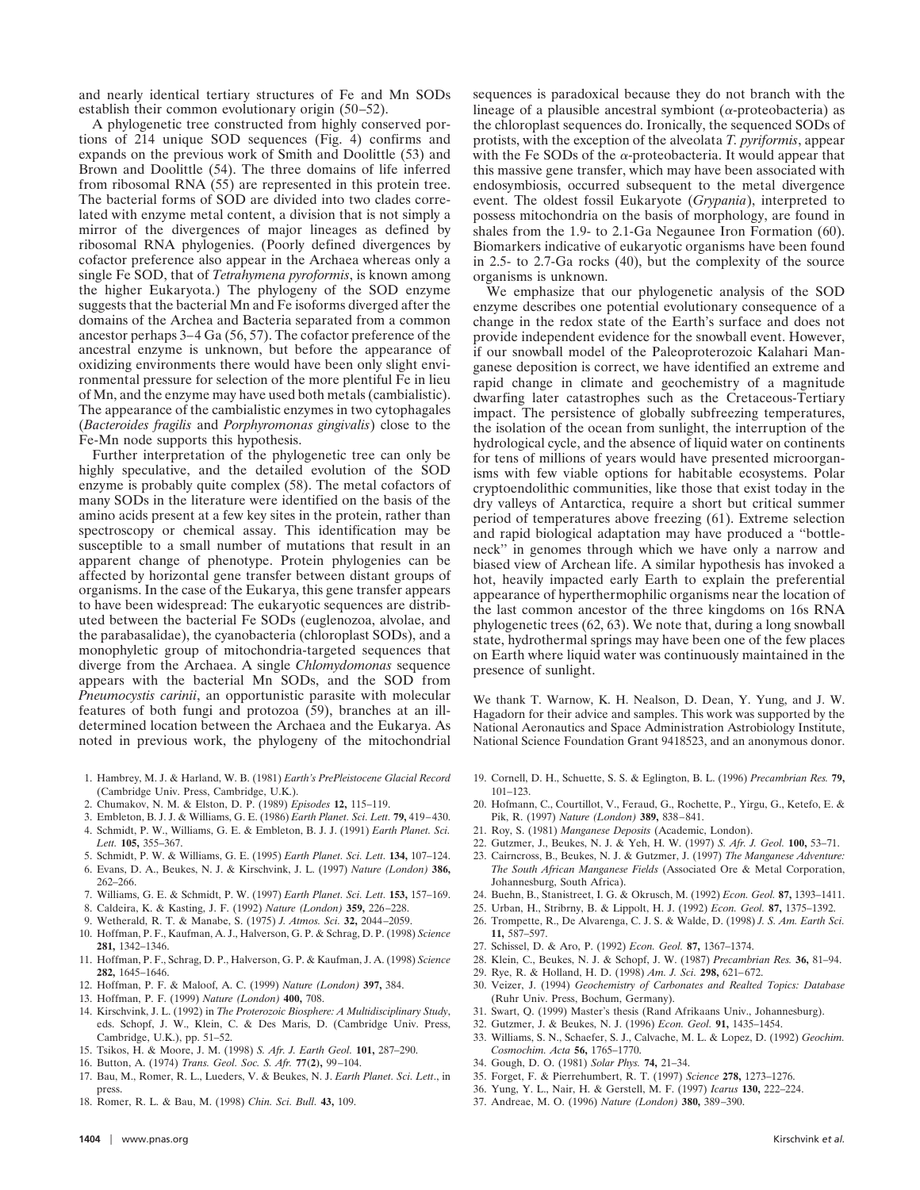and nearly identical tertiary structures of Fe and Mn SODs establish their common evolutionary origin (50–52).

A phylogenetic tree constructed from highly conserved portions of 214 unique SOD sequences (Fig. 4) confirms and expands on the previous work of Smith and Doolittle (53) and Brown and Doolittle (54). The three domains of life inferred from ribosomal RNA (55) are represented in this protein tree. The bacterial forms of SOD are divided into two clades correlated with enzyme metal content, a division that is not simply a mirror of the divergences of major lineages as defined by ribosomal RNA phylogenies. (Poorly defined divergences by cofactor preference also appear in the Archaea whereas only a single Fe SOD, that of *Tetrahymena pyroformis*, is known among the higher Eukaryota.) The phylogeny of the SOD enzyme suggests that the bacterial Mn and Fe isoforms diverged after the domains of the Archea and Bacteria separated from a common ancestor perhaps 3–4 Ga (56, 57). The cofactor preference of the ancestral enzyme is unknown, but before the appearance of oxidizing environments there would have been only slight environmental pressure for selection of the more plentiful Fe in lieu of Mn, and the enzyme may have used both metals (cambialistic). The appearance of the cambialistic enzymes in two cytophagales (*Bacteroides fragilis* and *Porphyromonas gingivalis*) close to the Fe-Mn node supports this hypothesis.

Further interpretation of the phylogenetic tree can only be highly speculative, and the detailed evolution of the SOD enzyme is probably quite complex (58). The metal cofactors of many SODs in the literature were identified on the basis of the amino acids present at a few key sites in the protein, rather than spectroscopy or chemical assay. This identification may be susceptible to a small number of mutations that result in an apparent change of phenotype. Protein phylogenies can be affected by horizontal gene transfer between distant groups of organisms. In the case of the Eukarya, this gene transfer appears to have been widespread: The eukaryotic sequences are distributed between the bacterial Fe SODs (euglenozoa, alvolae, and the parabasalidae), the cyanobacteria (chloroplast SODs), and a monophyletic group of mitochondria-targeted sequences that diverge from the Archaea. A single *Chlomydomonas* sequence appears with the bacterial Mn SODs, and the SOD from *Pneumocystis carinii*, an opportunistic parasite with molecular features of both fungi and protozoa (59), branches at an ill-determined location between the Archaea and the Eukarya. As noted in previous work, the phylogeny of the mitochondrial sequences is paradoxical because they do not branch with the lineage of a plausible ancestral symbiont (α-proteobacteria) as the chloroplast sequences do. Ironically, the sequenced SODs of protists, with the exception of the alveolata *T. pyriformis*, appear with the Fe SODs of the α-proteobacteria. It would appear that this massive gene transfer, which may have been associated with endosymbiosis, occurred subsequent to the metal divergence event. The oldest fossil Eukaryote (*Grypania*), interpreted to possess mitochondria on the basis of morphology, are found in shales from the 1.9- to 2.1-Ga Negaunee Iron Formation (60). Biomarkers indicative of eukaryotic organisms have been found in 2.5- to 2.7-Ga rocks (40), but the complexity of the source organisms is unknown.

We emphasize that our phylogenetic analysis of the SOD enzyme describes one potential evolutionary consequence of a change in the redox state of the Earth's surface and does not provide independent evidence for the snowball event. However, if our snowball model of the Paleoproterozoic Kalahari Manganese deposition is correct, we have identified an extreme and rapid change in climate and geochemistry of a magnitude dwarfing later catastrophes such as the Cretaceous-Tertiary impact. The persistence of globally subfreezing temperatures, the isolation of the ocean from sunlight, the interruption of the hydrological cycle, and the absence of liquid water on continents for tens of millions of years would have presented microorganisms with few viable options for habitable ecosystems. Polar cryptoendolithic communities, like those that exist today in the dry valleys of Antarctica, require a short but critical summer period of temperatures above freezing (61). Extreme selection and rapid biological adaptation may have produced a "bottleneck" in genomes through which we have only a narrow and biased view of Archean life. A similar hypothesis has invoked a hot, heavily impacted early Earth to explain the preferential appearance of hyperthermophilic organisms near the location of the last common ancestor of the three kingdoms on 16s RNA phylogenetic trees (62, 63). We note that, during a long snowball state, hydrothermal springs may have been one of the few places on Earth where liquid water was continuously maintained in the presence of sunlight.

We thank T. Warnow, K. H. Nealson, D. Dean, Y. Yung, and J. W. Hagadorn for their advice and samples. This work was supported by the National Aeronautics and Space Administration Astrobiology Institute, National Science Foundation Grant 9418523, and an anonymous donor.

1. Hambrey, M. J. & Harland, W. B. (1981) *Earth's PrePleistocene Glacial Record* (Cambridge Univ. Press, Cambridge, U.K.).
2. Chumakov, N. M. & Elston, D. P. (1989) *Episodes* **12,** 115–119.
3. Embleton, B. J. J. & Williams, G. E. (1986) *Earth Planet. Sci. Lett.* **79,** 419–430.
4. Schmidt, P. W., Williams, G. E. & Embleton, B. J. J. (1991) *Earth Planet. Sci. Lett.* **105,** 355–367.
5. Schmidt, P. W. & Williams, G. E. (1995) *Earth Planet. Sci. Lett.* **134,** 107–124.
6. Evans, D. A., Beukes, N. J. & Kirschvink, J. L. (1997) *Nature (London)* **386,** 262–266.
7. Williams, G. E. & Schmidt, P. W. (1997) *Earth Planet. Sci. Lett.* **153,** 157–169.
8. Caldeira, K. & Kasting, J. F. (1992) *Nature (London)* **359,** 226–228.
9. Wetherald, R. T. & Manabe, S. (1975) *J. Atmos. Sci.* **32,** 2044–2059.
10. Hoffman, P. F., Kaufman, A. J., Halverson, G. P. & Schrag, D. P. (1998) *Science* **281,** 1342–1346.
11. Hoffman, P. F., Schrag, D. P., Halverson, G. P. & Kaufman, J. A. (1998) *Science* **282,** 1645–1646.
12. Hoffman, P. F. & Maloof, A. C. (1999) *Nature (London)* **397,** 384.
13. Hoffman, P. F. (1999) *Nature (London)* **400,** 708.
14. Kirschvink, J. L. (1992) in *The Proterozoic Biosphere: A Multidisciplinary Study*, eds. Schopf, J. W., Klein, C. & Des Maris, D. (Cambridge Univ. Press, Cambridge, U.K.), pp. 51–52.
15. Tsikos, H. & Moore, J. M. (1998) *S. Afr. J. Earth Geol.* **101,** 287–290.
16. Button, A. (1974) *Trans. Geol. Soc. S. Afr.* **77(2),** 99–104.
17. Bau, M., Romer, R. L., Lueders, V. & Beukes, N. J. *Earth Planet. Sci. Lett*., in press.
18. Romer, R. L. & Bau, M. (1998) *Chin. Sci. Bull.* **43,** 109.
19. Cornell, D. H., Schuette, S. S. & Eglington, B. L. (1996) *Precambrian Res.* **79,** 101–123.
20. Hofmann, C., Courtillot, V., Feraud, G., Rochette, P., Yirgu, G., Ketefo, E. & Pik, R. (1997) *Nature (London)* **389,** 838–841.
21. Roy, S. (1981) *Manganese Deposits* (Academic, London).
22. Gutzmer, J., Beukes, N. J. & Yeh, H. W. (1997) *S. Afr. J. Geol.* **100,** 53–71.
23. Cairncross, B., Beukes, N. J. & Gutzmer, J. (1997) *The Manganese Adventure: The South African Manganese Fields* (Associated Ore & Metal Corporation, Johannesburg, South Africa).
24. Buehn, B., Stanistreet, I. G. & Okrusch, M. (1992) *Econ. Geol.* **87,** 1393–1411.
25. Urban, H., Stribrny, B. & Lippolt, H. J. (1992) *Econ. Geol.* **87,** 1375–1392.
26. Trompette, R., De Alvarenga, C. J. S. & Walde, D. (1998) *J. S. Am. Earth Sci.* **11,** 587–597.
27. Schissel, D. & Aro, P. (1992) *Econ. Geol.* **87,** 1367–1374.
28. Klein, C., Beukes, N. J. & Schopf, J. W. (1987) *Precambrian Res.* **36,** 81–94.
29. Rye, R. & Holland, H. D. (1998) *Am. J. Sci.* **298,** 621–672.
30. Veizer, J. (1994) *Geochemistry of Carbonates and Realted Topics: Database* (Ruhr Univ. Press, Bochum, Germany).
31. Swart, Q. (1999) Master's thesis (Rand Afrikaans Univ., Johannesburg).
32. Gutzmer, J. & Beukes, N. J. (1996) *Econ. Geol.* **91,** 1435–1454.
33. Williams, S. N., Schaefer, S. J., Calvache, M. L. & Lopez, D. (1992) *Geochim. Cosmochim. Acta* **56,** 1765–1770.
34. Gough, D. O. (1981) *Solar Phys.* **74,** 21–34.
35. Forget, F. & Pierrehumbert, R. T. (1997) *Science* **278,** 1273–1276.
36. Yung, Y. L., Nair, H. & Gerstell, M. F. (1997) *Icarus* **130,** 222–224.
37. Andreae, M. O. (1996) *Nature (London)* **380,** 389–390.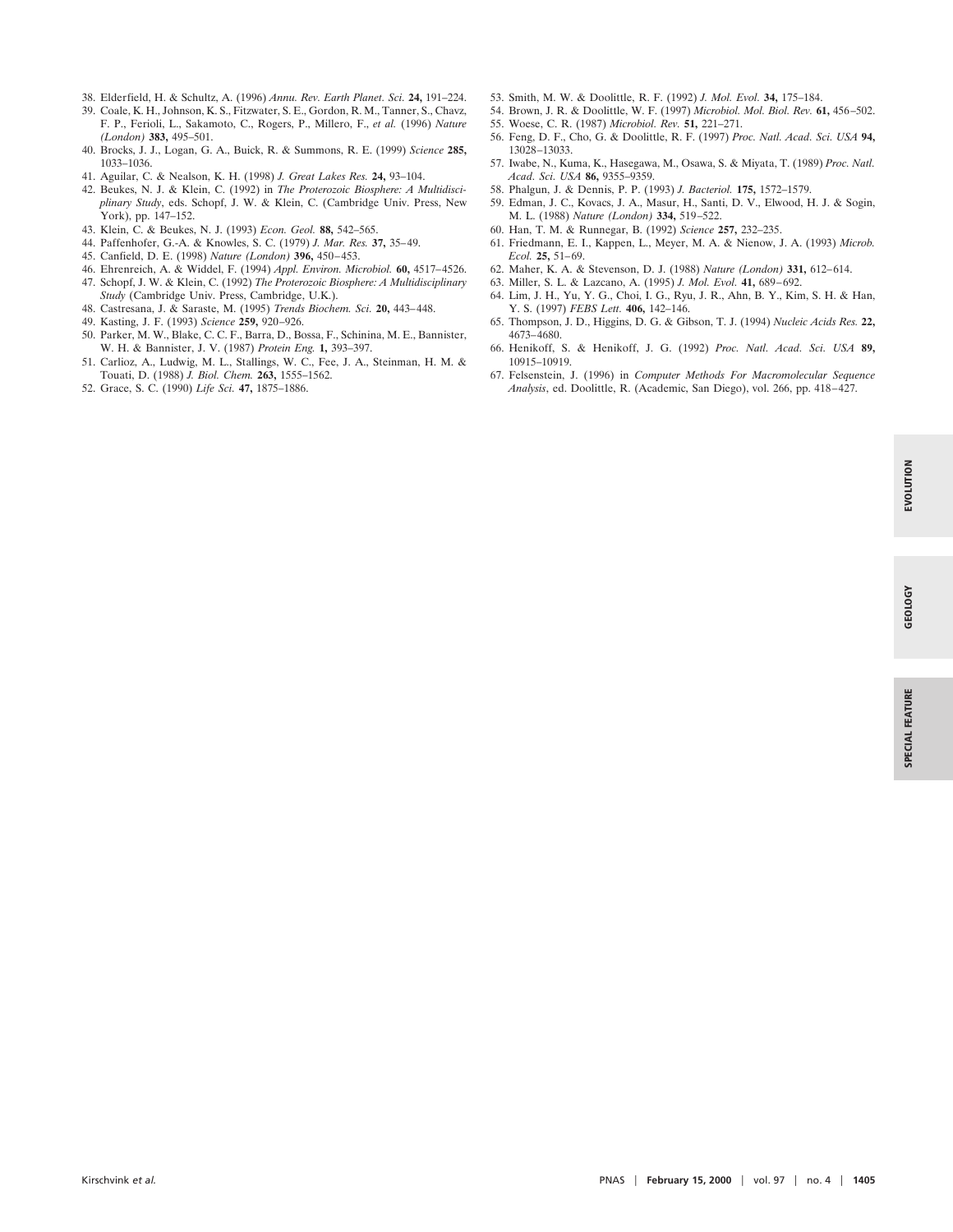38. Elderfield, H. & Schultz, A. (1996) *Annu. Rev. Earth Planet. Sci.* **24,** 191–224.
39. Coale, K. H., Johnson, K. S., Fitzwater, S. E., Gordon, R. M., Tanner, S., Chavz, F. P., Ferioli, L., Sakamoto, C., Rogers, P., Millero, F., *et al.* (1996) *Nature (London)* **383,** 495–501.
40. Brocks, J. J., Logan, G. A., Buick, R. & Summons, R. E. (1999) *Science* **285,** 1033–1036.
41. Aguilar, C. & Nealson, K. H. (1998) *J. Great Lakes Res.* **24,** 93–104.
42. Beukes, N. J. & Klein, C. (1992) in *The Proterozoic Biosphere: A Multidisciplinary Study*, eds. Schopf, J. W. & Klein, C. (Cambridge Univ. Press, New York), pp. 147–152.
43. Klein, C. & Beukes, N. J. (1993) *Econ. Geol.* **88,** 542–565.
44. Paffenhofer, G.-A. & Knowles, S. C. (1979) *J. Mar. Res.* **37,** 35–49.
45. Canfield, D. E. (1998) *Nature (London)* **396,** 450–453.
46. Ehrenreich, A. & Widdel, F. (1994) *Appl. Environ. Microbiol.* **60,** 4517–4526.
47. Schopf, J. W. & Klein, C. (1992) *The Proterozoic Biosphere: A Multidisciplinary Study* (Cambridge Univ. Press, Cambridge, U.K.).
48. Castresana, J. & Saraste, M. (1995) *Trends Biochem. Sci.* **20,** 443–448.
49. Kasting, J. F. (1993) *Science* **259,** 920–926.
50. Parker, M. W., Blake, C. C. F., Barra, D., Bossa, F., Schinina, M. E., Bannister, W. H. & Bannister, J. V. (1987) *Protein Eng.* **1,** 393–397.
51. Carlioz, A., Ludwig, M. L., Stallings, W. C., Fee, J. A., Steinman, H. M. & Touati, D. (1988) *J. Biol. Chem.* **263,** 1555–1562.
52. Grace, S. C. (1990) *Life Sci.* **47,** 1875–1886.
53. Smith, M. W. & Doolittle, R. F. (1992) *J. Mol. Evol.* **34,** 175–184.
54. Brown, J. R. & Doolittle, W. F. (1997) *Microbiol. Mol. Biol. Rev.* **61,** 456–502.
55. Woese, C. R. (1987) *Microbiol. Rev.* **51,** 221–271.
56. Feng, D. F., Cho, G. & Doolittle, R. F. (1997) *Proc. Natl. Acad. Sci. USA* **94,** 13028–13033.
57. Iwabe, N., Kuma, K., Hasegawa, M., Osawa, S. & Miyata, T. (1989) *Proc. Natl. Acad. Sci. USA* **86,** 9355–9359.
58. Phalgun, J. & Dennis, P. P. (1993) *J. Bacteriol.* **175,** 1572–1579.
59. Edman, J. C., Kovacs, J. A., Masur, H., Santi, D. V., Elwood, H. J. & Sogin, M. L. (1988) *Nature (London)* **334,** 519–522.
60. Han, T. M. & Runnegar, B. (1992) *Science* **257,** 232–235.
61. Friedmann, E. I., Kappen, L., Meyer, M. A. & Nienow, J. A. (1993) *Microb. Ecol.* **25,** 51–69.
62. Maher, K. A. & Stevenson, D. J. (1988) *Nature (London)* **331,** 612–614.
63. Miller, S. L. & Lazcano, A. (1995) *J. Mol. Evol.* **41,** 689–692.
64. Lim, J. H., Yu, Y. G., Choi, I. G., Ryu, J. R., Ahn, B. Y., Kim, S. H. & Han, Y. S. (1997) *FEBS Lett.* **406,** 142–146.
65. Thompson, J. D., Higgins, D. G. & Gibson, T. J. (1994) *Nucleic Acids Res.* **22,** 4673–4680.
66. Henikoff, S. & Henikoff, J. G. (1992) *Proc. Natl. Acad. Sci. USA* **89,** 10915–10919.
67. Felsenstein, J. (1996) in *Computer Methods For Macromolecular Sequence Analysis*, ed. Doolittle, R. (Academic, San Diego), vol. 266, pp. 418–427.